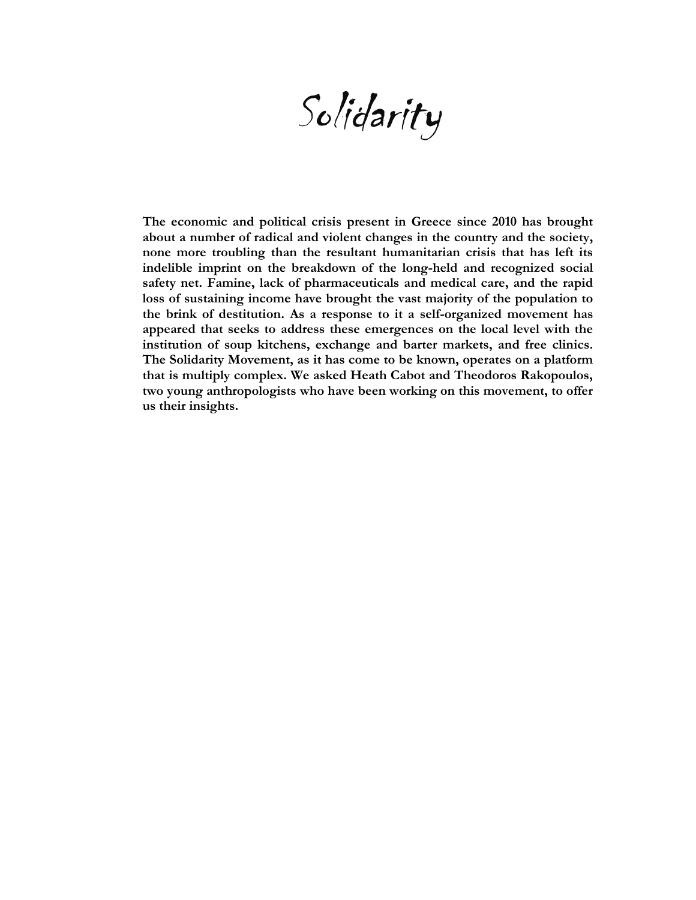# Solidarity

**The economic and political crisis present in Greece since 2010 has brought about a number of radical and violent changes in the country and the society, none more troubling than the resultant humanitarian crisis that has left its indelible imprint on the breakdown of the long-held and recognized social safety net. Famine, lack of pharmaceuticals and medical care, and the rapid loss of sustaining income have brought the vast majority of the population to the brink of destitution. As a response to it a self-organized movement has appeared that seeks to address these emergences on the local level with the institution of soup kitchens, exchange and barter markets, and free clinics. The Solidarity Movement, as it has come to be known, operates on a platform that is multiply complex. We asked Heath Cabot and Theodoros Rakopoulos, two young anthropologists who have been working on this movement, to offer us their insights.**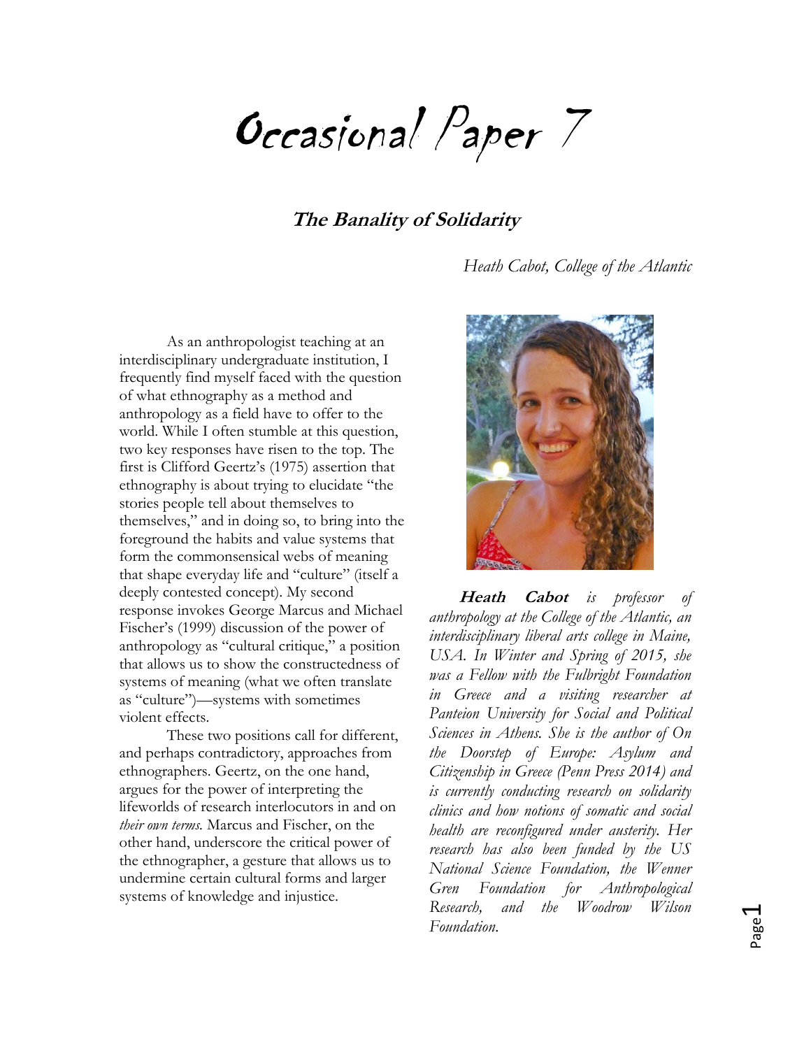# Occasional Paper 7

## The Banality of Solidarity

*Heath Cabot, College of the Atlantic*

As an anthropologist teaching at an interdisciplinary undergraduate institution, I frequently find myself faced with the question of what ethnography as a method and anthropology as a field have to offer to the world. While I often stumble at this question, two key responses have risen to the top. The first is Clifford Geertz's (1975) assertion that ethnography is about trying to elucidate "the stories people tell about themselves to themselves," and in doing so, to bring into the foreground the habits and value systems that form the commonsensical webs of meaning that shape everyday life and "culture" (itself a deeply contested concept). My second response invokes George Marcus and Michael Fischer's (1999) discussion of the power of anthropology as "cultural critique," a position that allows us to show the constructedness of systems of meaning (what we often translate as "culture")—systems with sometimes violent effects.

These two positions call for different, and perhaps contradictory, approaches from ethnographers. Geertz, on the one hand, argues for the power of interpreting the lifeworlds of research interlocutors in and on *their own terms*. Marcus and Fischer, on the other hand, underscore the critical power of the ethnographer, a gesture that allows us to undermine certain cultural forms and larger systems of knowledge and injustice.

***Heath Cabot** is professor of anthropology at the College of the Atlantic, an interdisciplinary liberal arts college in Maine, USA. In Winter and Spring of 2015, she was a Fellow with the Fulbright Foundation in Greece and a visiting researcher at Panteion University for Social and Political Sciences in Athens. She is the author of On the Doorstep of Europe: Asylum and Citizenship in Greece (Penn Press 2014) and is currently conducting research on solidarity clinics and how notions of somatic and social health are reconfigured under austerity. Her research has also been funded by the US National Science Foundation, the Wenner Gren Foundation for Anthropological Research, and the Woodrow Wilson Foundation.*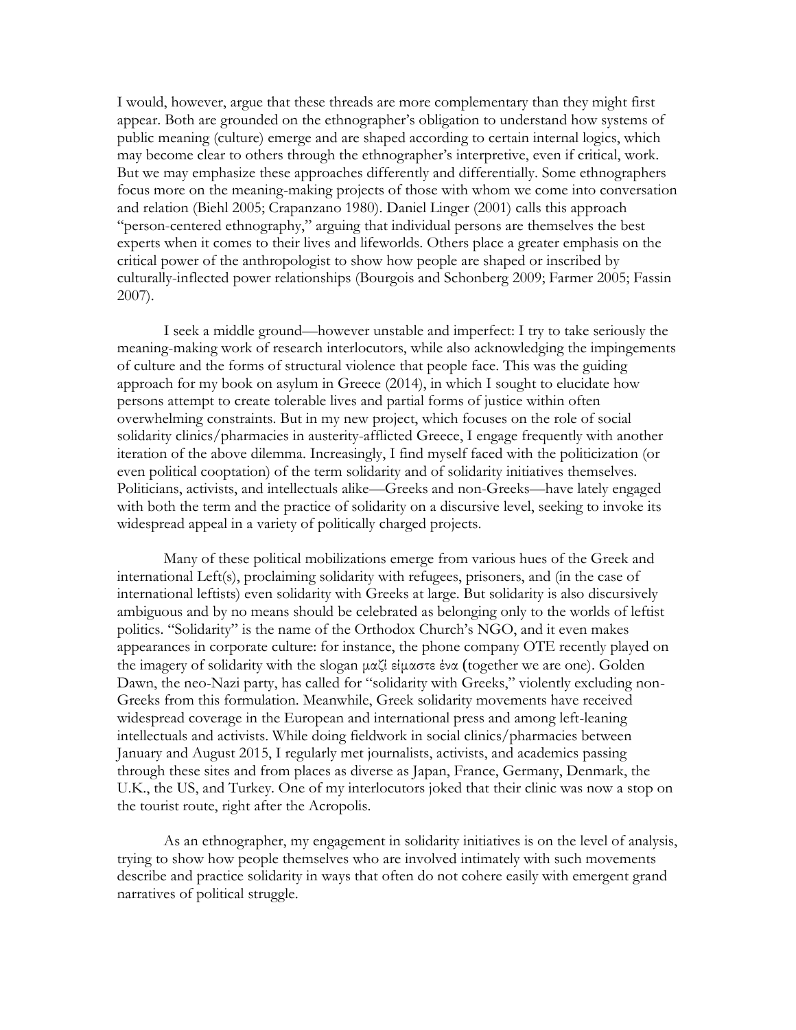I would, however, argue that these threads are more complementary than they might first appear. Both are grounded on the ethnographer's obligation to understand how systems of public meaning (culture) emerge and are shaped according to certain internal logics, which may become clear to others through the ethnographer's interpretive, even if critical, work. But we may emphasize these approaches differently and differentially. Some ethnographers focus more on the meaning-making projects of those with whom we come into conversation and relation (Biehl 2005; Crapanzano 1980). Daniel Linger (2001) calls this approach "person-centered ethnography," arguing that individual persons are themselves the best experts when it comes to their lives and lifeworlds. Others place a greater emphasis on the critical power of the anthropologist to show how people are shaped or inscribed by culturally-inflected power relationships (Bourgois and Schonberg 2009; Farmer 2005; Fassin 2007).

I seek a middle ground—however unstable and imperfect: I try to take seriously the meaning-making work of research interlocutors, while also acknowledging the impingements of culture and the forms of structural violence that people face. This was the guiding approach for my book on asylum in Greece (2014), in which I sought to elucidate how persons attempt to create tolerable lives and partial forms of justice within often overwhelming constraints. But in my new project, which focuses on the role of social solidarity clinics/pharmacies in austerity-afflicted Greece, I engage frequently with another iteration of the above dilemma. Increasingly, I find myself faced with the politicization (or even political cooptation) of the term solidarity and of solidarity initiatives themselves. Politicians, activists, and intellectuals alike—Greeks and non-Greeks—have lately engaged with both the term and the practice of solidarity on a discursive level, seeking to invoke its widespread appeal in a variety of politically charged projects.

Many of these political mobilizations emerge from various hues of the Greek and international Left(s), proclaiming solidarity with refugees, prisoners, and (in the case of international leftists) even solidarity with Greeks at large. But solidarity is also discursively ambiguous and by no means should be celebrated as belonging only to the worlds of leftist politics. "Solidarity" is the name of the Orthodox Church's NGO, and it even makes appearances in corporate culture: for instance, the phone company OTE recently played on the imagery of solidarity with the slogan μαζί είμαστε ένα (together we are one). Golden Dawn, the neo-Nazi party, has called for "solidarity with Greeks," violently excluding non-Greeks from this formulation. Meanwhile, Greek solidarity movements have received widespread coverage in the European and international press and among left-leaning intellectuals and activists. While doing fieldwork in social clinics/pharmacies between January and August 2015, I regularly met journalists, activists, and academics passing through these sites and from places as diverse as Japan, France, Germany, Denmark, the U.K., the US, and Turkey. One of my interlocutors joked that their clinic was now a stop on the tourist route, right after the Acropolis.

As an ethnographer, my engagement in solidarity initiatives is on the level of analysis, trying to show how people themselves who are involved intimately with such movements describe and practice solidarity in ways that often do not cohere easily with emergent grand narratives of political struggle.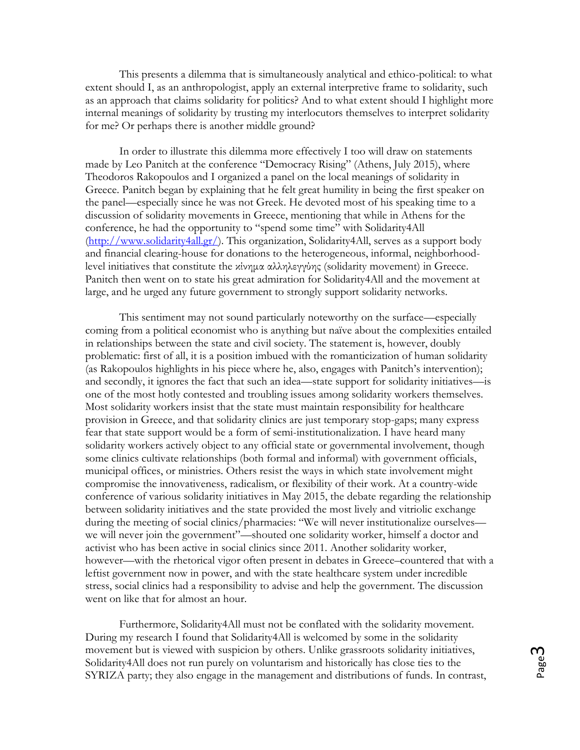This presents a dilemma that is simultaneously analytical and ethico-political: to what extent should I, as an anthropologist, apply an external interpretive frame to solidarity, such as an approach that claims solidarity for politics? And to what extent should I highlight more internal meanings of solidarity by trusting my interlocutors themselves to interpret solidarity for me? Or perhaps there is another middle ground?

In order to illustrate this dilemma more effectively I too will draw on statements made by Leo Panitch at the conference "Democracy Rising" (Athens, July 2015), where Theodoros Rakopoulos and I organized a panel on the local meanings of solidarity in Greece. Panitch began by explaining that he felt great humility in being the first speaker on the panel—especially since he was not Greek. He devoted most of his speaking time to a discussion of solidarity movements in Greece, mentioning that while in Athens for the conference, he had the opportunity to "spend some time" with Solidarity4All (http://www.solidarity4all.gr/). This organization, Solidarity4All, serves as a support body and financial clearing-house for donations to the heterogeneous, informal, neighborhood-level initiatives that constitute the κίνημα αλληλεγγύης (solidarity movement) in Greece. Panitch then went on to state his great admiration for Solidarity4All and the movement at large, and he urged any future government to strongly support solidarity networks.

This sentiment may not sound particularly noteworthy on the surface—especially coming from a political economist who is anything but naïve about the complexities entailed in relationships between the state and civil society. The statement is, however, doubly problematic: first of all, it is a position imbued with the romanticization of human solidarity (as Rakopoulos highlights in his piece where he, also, engages with Panitch's intervention); and secondly, it ignores the fact that such an idea—state support for solidarity initiatives—is one of the most hotly contested and troubling issues among solidarity workers themselves. Most solidarity workers insist that the state must maintain responsibility for healthcare provision in Greece, and that solidarity clinics are just temporary stop-gaps; many express fear that state support would be a form of semi-institutionalization. I have heard many solidarity workers actively object to any official state or governmental involvement, though some clinics cultivate relationships (both formal and informal) with government officials, municipal offices, or ministries. Others resist the ways in which state involvement might compromise the innovativeness, radicalism, or flexibility of their work. At a country-wide conference of various solidarity initiatives in May 2015, the debate regarding the relationship between solidarity initiatives and the state provided the most lively and vitriolic exchange during the meeting of social clinics/pharmacies: "We will never institutionalize ourselves—we will never join the government"—shouted one solidarity worker, himself a doctor and activist who has been active in social clinics since 2011. Another solidarity worker, however—with the rhetorical vigor often present in debates in Greece–countered that with a leftist government now in power, and with the state healthcare system under incredible stress, social clinics had a responsibility to advise and help the government. The discussion went on like that for almost an hour.

Furthermore, Solidarity4All must not be conflated with the solidarity movement. During my research I found that Solidarity4All is welcomed by some in the solidarity movement but is viewed with suspicion by others. Unlike grassroots solidarity initiatives, Solidarity4All does not run purely on voluntarism and historically has close ties to the SYRIZA party; they also engage in the management and distributions of funds. In contrast,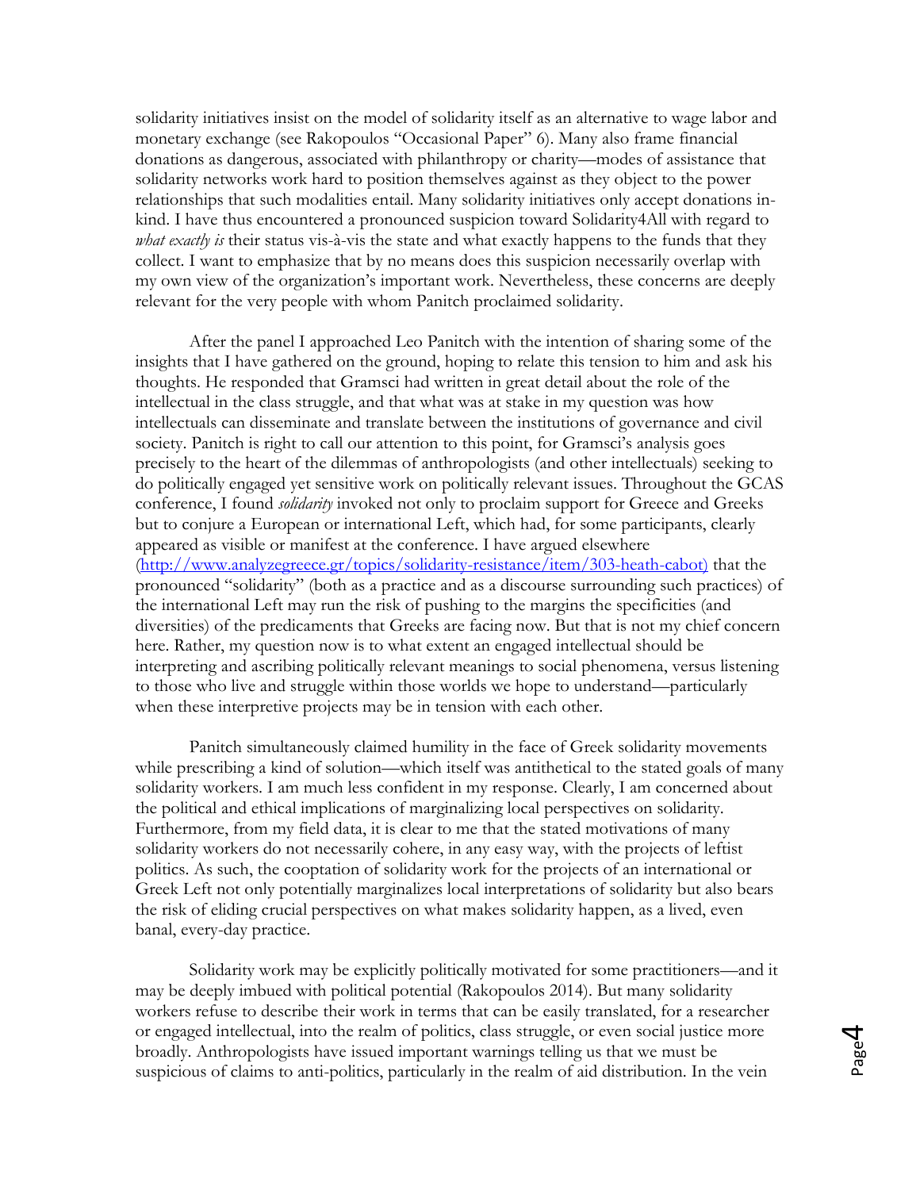solidarity initiatives insist on the model of solidarity itself as an alternative to wage labor and monetary exchange (see Rakopoulos "Occasional Paper" 6). Many also frame financial donations as dangerous, associated with philanthropy or charity—modes of assistance that solidarity networks work hard to position themselves against as they object to the power relationships that such modalities entail. Many solidarity initiatives only accept donations in-kind. I have thus encountered a pronounced suspicion toward Solidarity4All with regard to *what exactly is* their status vis-à-vis the state and what exactly happens to the funds that they collect. I want to emphasize that by no means does this suspicion necessarily overlap with my own view of the organization's important work. Nevertheless, these concerns are deeply relevant for the very people with whom Panitch proclaimed solidarity.

After the panel I approached Leo Panitch with the intention of sharing some of the insights that I have gathered on the ground, hoping to relate this tension to him and ask his thoughts. He responded that Gramsci had written in great detail about the role of the intellectual in the class struggle, and that what was at stake in my question was how intellectuals can disseminate and translate between the institutions of governance and civil society. Panitch is right to call our attention to this point, for Gramsci's analysis goes precisely to the heart of the dilemmas of anthropologists (and other intellectuals) seeking to do politically engaged yet sensitive work on politically relevant issues. Throughout the GCAS conference, I found *solidarity* invoked not only to proclaim support for Greece and Greeks but to conjure a European or international Left, which had, for some participants, clearly appeared as visible or manifest at the conference. I have argued elsewhere (http://www.analyzegreece.gr/topics/solidarity-resistance/item/303-heath-cabot) that the pronounced "solidarity" (both as a practice and as a discourse surrounding such practices) of the international Left may run the risk of pushing to the margins the specificities (and diversities) of the predicaments that Greeks are facing now. But that is not my chief concern here. Rather, my question now is to what extent an engaged intellectual should be interpreting and ascribing politically relevant meanings to social phenomena, versus listening to those who live and struggle within those worlds we hope to understand—particularly when these interpretive projects may be in tension with each other.

Panitch simultaneously claimed humility in the face of Greek solidarity movements while prescribing a kind of solution—which itself was antithetical to the stated goals of many solidarity workers. I am much less confident in my response. Clearly, I am concerned about the political and ethical implications of marginalizing local perspectives on solidarity. Furthermore, from my field data, it is clear to me that the stated motivations of many solidarity workers do not necessarily cohere, in any easy way, with the projects of leftist politics. As such, the cooptation of solidarity work for the projects of an international or Greek Left not only potentially marginalizes local interpretations of solidarity but also bears the risk of eliding crucial perspectives on what makes solidarity happen, as a lived, even banal, every-day practice.

Solidarity work may be explicitly politically motivated for some practitioners—and it may be deeply imbued with political potential (Rakopoulos 2014). But many solidarity workers refuse to describe their work in terms that can be easily translated, for a researcher or engaged intellectual, into the realm of politics, class struggle, or even social justice more broadly. Anthropologists have issued important warnings telling us that we must be suspicious of claims to anti-politics, particularly in the realm of aid distribution. In the vein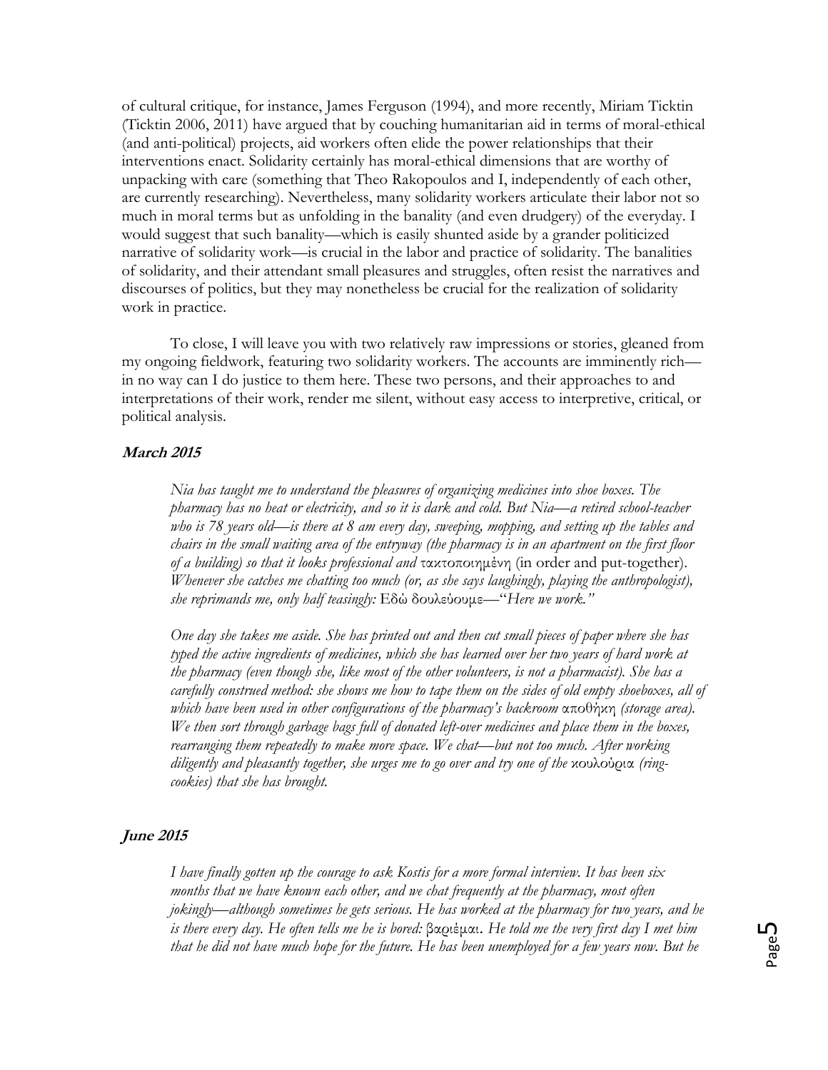of cultural critique, for instance, James Ferguson (1994), and more recently, Miriam Ticktin (Ticktin 2006, 2011) have argued that by couching humanitarian aid in terms of moral-ethical (and anti-political) projects, aid workers often elide the power relationships that their interventions enact. Solidarity certainly has moral-ethical dimensions that are worthy of unpacking with care (something that Theo Rakopoulos and I, independently of each other, are currently researching). Nevertheless, many solidarity workers articulate their labor not so much in moral terms but as unfolding in the banality (and even drudgery) of the everyday. I would suggest that such banality—which is easily shunted aside by a grander politicized narrative of solidarity work—is crucial in the labor and practice of solidarity. The banalities of solidarity, and their attendant small pleasures and struggles, often resist the narratives and discourses of politics, but they may nonetheless be crucial for the realization of solidarity work in practice.

To close, I will leave you with two relatively raw impressions or stories, gleaned from my ongoing fieldwork, featuring two solidarity workers. The accounts are imminently rich—in no way can I do justice to them here. These two persons, and their approaches to and interpretations of their work, render me silent, without easy access to interpretive, critical, or political analysis.

### March 2015

*Nia has taught me to understand the pleasures of organizing medicines into shoe boxes. The pharmacy has no heat or electricity, and so it is dark and cold. But Nia—a retired school-teacher who is 78 years old—is there at 8 am every day, sweeping, mopping, and setting up the tables and chairs in the small waiting area of the entryway (the pharmacy is in an apartment on the first floor of a building) so that it looks professional and* τακτοποιημένη (in order and put-together). *Whenever she catches me chatting too much (or, as she says laughingly, playing the anthropologist), she reprimands me, only half teasingly:* Εδώ δουλεύουμε—*"Here we work."*

*One day she takes me aside. She has printed out and then cut small pieces of paper where she has typed the active ingredients of medicines, which she has learned over her two years of hard work at the pharmacy (even though she, like most of the other volunteers, is not a pharmacist). She has a carefully construed method: she shows me how to tape them on the sides of old empty shoeboxes, all of which have been used in other configurations of the pharmacy's backroom* αποθήκη *(storage area). We then sort through garbage bags full of donated left-over medicines and place them in the boxes, rearranging them repeatedly to make more space. We chat—but not too much. After working diligently and pleasantly together, she urges me to go over and try one of the* κουλούρια *(ring-cookies) that she has brought.*

### June 2015

*I have finally gotten up the courage to ask Kostis for a more formal interview. It has been six months that we have known each other, and we chat frequently at the pharmacy, most often jokingly—although sometimes he gets serious. He has worked at the pharmacy for two years, and he is there every day. He often tells me he is bored:* βαριέμαι. *He told me the very first day I met him that he did not have much hope for the future. He has been unemployed for a few years now. But he*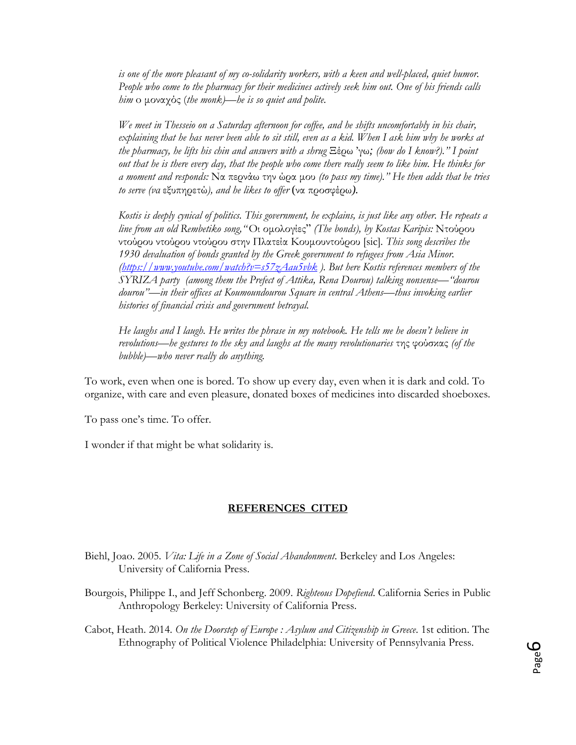*is one of the more pleasant of my co-solidarity workers, with a keen and well-placed, quiet humor. People who come to the pharmacy for their medicines actively seek him out. One of his friends calls him* ο μοναχός (*the monk*)*—he is so quiet and polite.*

*We meet in Thesseio on a Saturday afternoon for coffee, and he shifts uncomfortably in his chair, explaining that he has never been able to sit still, even as a kid. When I ask him why he works at the pharmacy, he lifts his chin and answers with a shrug* Ξέρω 'γω*; (how do I know?)." I point out that he is there every day, that the people who come there really seem to like him. He thinks for a moment and responds:* Να περνάω την ώρα μου *(to pass my time)." He then adds that he tries to serve (να* εξυπηρετώ*), and he likes to offer* (να προσφέρω)*.*

*Kostis is deeply cynical of politics. This government, he explains, is just like any other. He repeats a line from an old Rembetiko song,"*Οι ομολογίες" *(The bonds), by Kostas Karipis:* Ντούρου ντούρου ντούρου ντούρου στην Πλατεία Κουμουντούρου [sic]. *This song describes the 1930 devaluation of bonds granted by the Greek government to refugees from Asia Minor. (https://www.youtube.com/watch?v=s57zAau5vbk ). But here Kostis references members of the SYRIZA party (among them the Prefect of Attika, Rena Dourou) talking nonsense—"dourou dourou"—in their offices at Koumoundourou Square in central Athens—thus invoking earlier histories of financial crisis and government betrayal.*

*He laughs and I laugh. He writes the phrase in my notebook. He tells me he doesn't believe in revolutions—he gestures to the sky and laughs at the many revolutionaries* της φούσκας *(of the bubble)—who never really do anything.*

To work, even when one is bored. To show up every day, even when it is dark and cold. To organize, with care and even pleasure, donated boxes of medicines into discarded shoeboxes.

To pass one's time. To offer.

I wonder if that might be what solidarity is.

## REFERENCES CITED

Biehl, Joao. 2005. *Vita: Life in a Zone of Social Abandonment*. Berkeley and Los Angeles: University of California Press.

Bourgois, Philippe I., and Jeff Schonberg. 2009. *Righteous Dopefiend*. California Series in Public Anthropology Berkeley: University of California Press.

Cabot, Heath. 2014. *On the Doorstep of Europe : Asylum and Citizenship in Greece*. 1st edition. The Ethnography of Political Violence Philadelphia: University of Pennsylvania Press.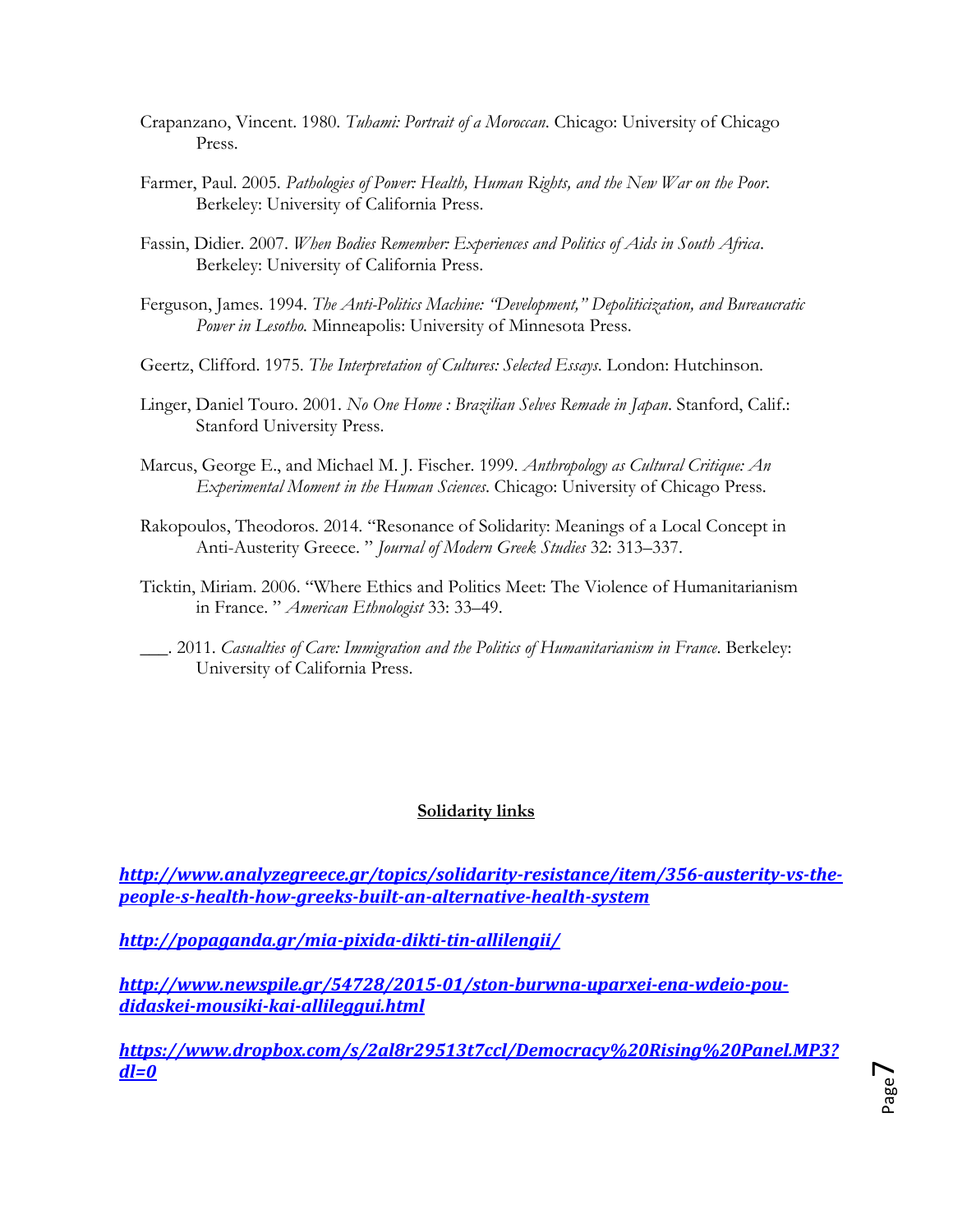Crapanzano, Vincent. 1980. *Tuhami: Portrait of a Moroccan*. Chicago: University of Chicago Press.

Farmer, Paul. 2005. *Pathologies of Power: Health, Human Rights, and the New War on the Poor*. Berkeley: University of California Press.

Fassin, Didier. 2007. *When Bodies Remember: Experiences and Politics of Aids in South Africa*. Berkeley: University of California Press.

Ferguson, James. 1994. *The Anti-Politics Machine: "Development," Depoliticization, and Bureaucratic Power in Lesotho*. Minneapolis: University of Minnesota Press.

Geertz, Clifford. 1975. *The Interpretation of Cultures: Selected Essays*. London: Hutchinson.

Linger, Daniel Touro. 2001. *No One Home : Brazilian Selves Remade in Japan*. Stanford, Calif.: Stanford University Press.

Marcus, George E., and Michael M. J. Fischer. 1999. *Anthropology as Cultural Critique: An Experimental Moment in the Human Sciences*. Chicago: University of Chicago Press.

Rakopoulos, Theodoros. 2014. "Resonance of Solidarity: Meanings of a Local Concept in Anti-Austerity Greece. " *Journal of Modern Greek Studies* 32: 313–337.

Ticktin, Miriam. 2006. "Where Ethics and Politics Meet: The Violence of Humanitarianism in France. " *American Ethnologist* 33: 33–49.

___. 2011. *Casualties of Care: Immigration and the Politics of Humanitarianism in France*. Berkeley: University of California Press.

**Solidarity links**

***http://www.analyzegreece.gr/topics/solidarity-resistance/item/356-austerity-vs-the-people-s-health-how-greeks-built-an-alternative-health-system***

***http://popaganda.gr/mia-pixida-dikti-tin-allilengii/***

***http://www.newspile.gr/54728/2015-01/ston-burwna-uparxei-ena-wdeio-pou-didaskei-mousiki-kai-allileggui.html***

***https://www.dropbox.com/s/2al8r29513t7ccl/Democracy%20Rising%20Panel.MP3?dl=0***